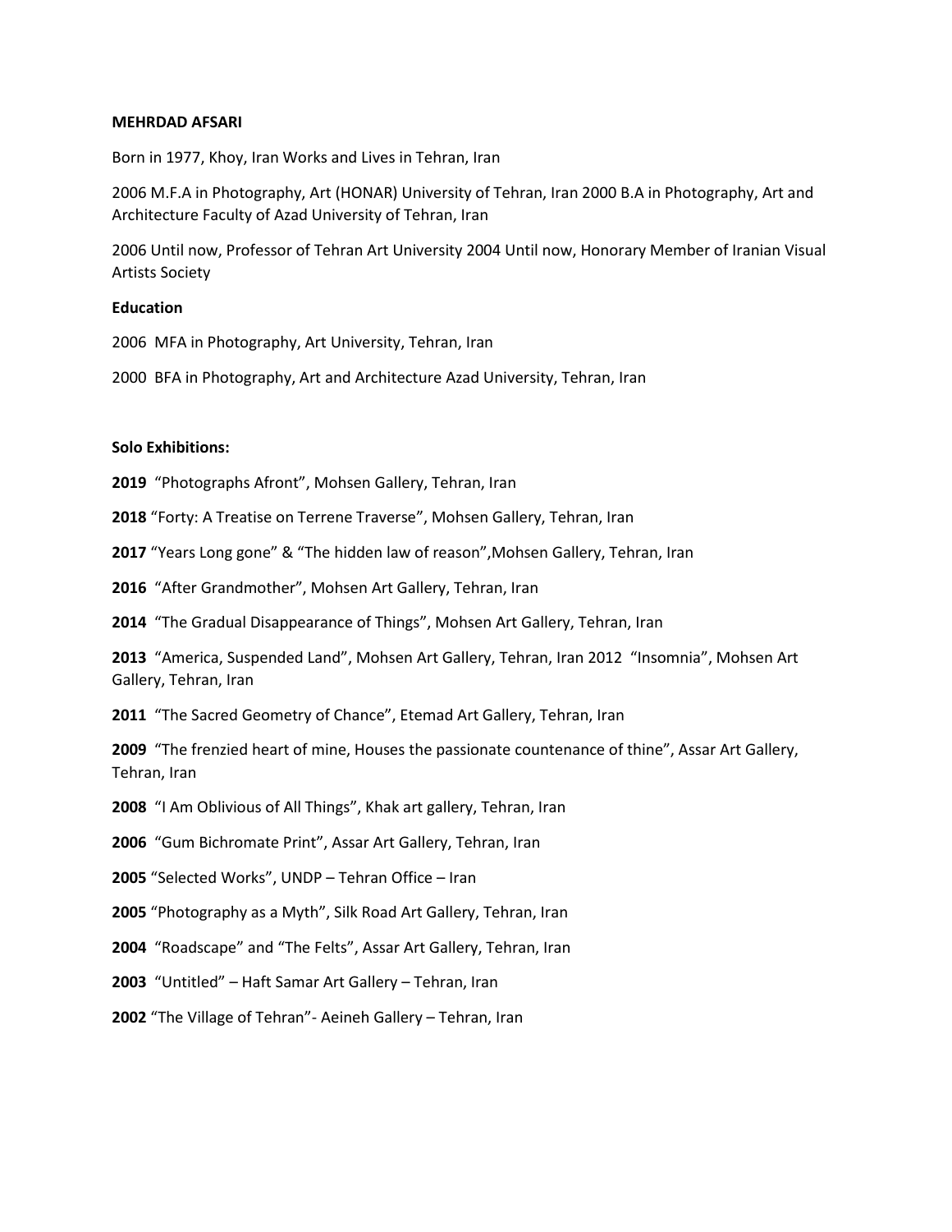**MEHRDAD AFSARI**

Born in 1977, Khoy, Iran Works and Lives in Tehran, Iran

2006 M.F.A in Photography, Art (HONAR) University of Tehran, Iran 2000 B.A in Photography, Art and Architecture Faculty of Azad University of Tehran, Iran

2006 Until now, Professor of Tehran Art University 2004 Until now, Honorary Member of Iranian Visual Artists Society

**Education**

2006 MFA in Photography, Art University, Tehran, Iran

2000 BFA in Photography, Art and Architecture Azad University, Tehran, Iran

**Solo Exhibitions:**

**2019** "Photographs Afront", Mohsen Gallery, Tehran, Iran

**2018** "Forty: A Treatise on Terrene Traverse", Mohsen Gallery, Tehran, Iran

**2017** "Years Long gone" & "The hidden law of reason",Mohsen Gallery, Tehran, Iran

**2016** "After Grandmother", Mohsen Art Gallery, Tehran, Iran

**2014** "The Gradual Disappearance of Things", Mohsen Art Gallery, Tehran, Iran

**2013** "America, Suspended Land", Mohsen Art Gallery, Tehran, Iran 2012 "Insomnia", Mohsen Art Gallery, Tehran, Iran

**2011** "The Sacred Geometry of Chance", Etemad Art Gallery, Tehran, Iran

**2009** "The frenzied heart of mine, Houses the passionate countenance of thine", Assar Art Gallery, Tehran, Iran

**2008** "I Am Oblivious of All Things", Khak art gallery, Tehran, Iran

**2006** "Gum Bichromate Print", Assar Art Gallery, Tehran, Iran

**2005** "Selected Works", UNDP – Tehran Office – Iran

**2005** "Photography as a Myth", Silk Road Art Gallery, Tehran, Iran

**2004** "Roadscape" and "The Felts", Assar Art Gallery, Tehran, Iran

**2003** "Untitled" – Haft Samar Art Gallery – Tehran, Iran

**2002** "The Village of Tehran"- Aeineh Gallery – Tehran, Iran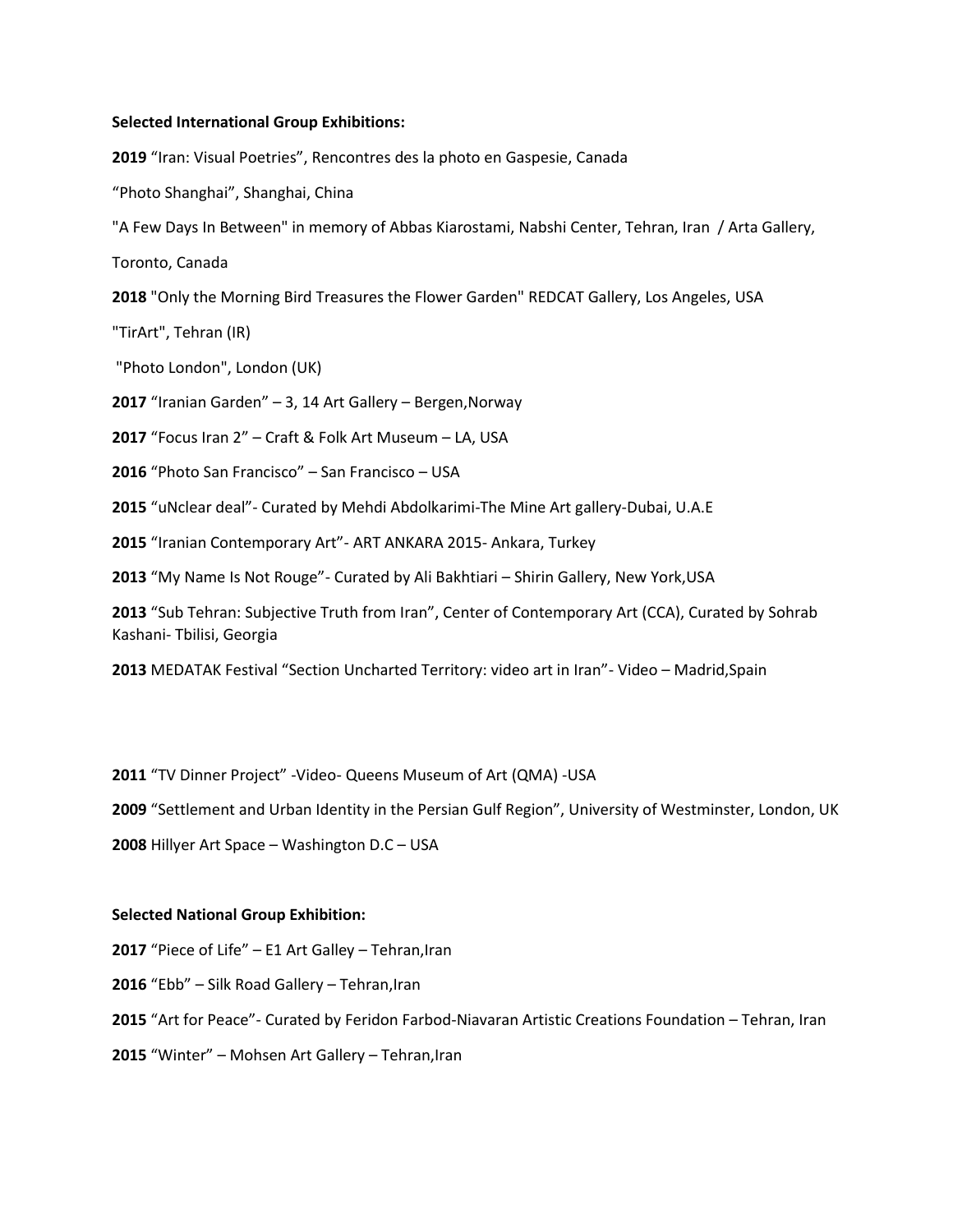**Selected International Group Exhibitions:**

**2019** "Iran: Visual Poetries", Rencontres des la photo en Gaspesie, Canada

"Photo Shanghai", Shanghai, China

"A Few Days In Between" in memory of Abbas Kiarostami, Nabshi Center, Tehran, Iran / Arta Gallery, Toronto, Canada

**2018** "Only the Morning Bird Treasures the Flower Garden" REDCAT Gallery, Los Angeles, USA

"TirArt", Tehran (IR)

"Photo London", London (UK)

**2017** "Iranian Garden" – 3, 14 Art Gallery – Bergen,Norway

**2017** "Focus Iran 2" – Craft & Folk Art Museum – LA, USA

**2016** "Photo San Francisco" – San Francisco – USA

**2015** "uNclear deal"- Curated by Mehdi Abdolkarimi-The Mine Art gallery-Dubai, U.A.E

**2015** "Iranian Contemporary Art"- ART ANKARA 2015- Ankara, Turkey

**2013** "My Name Is Not Rouge"- Curated by Ali Bakhtiari – Shirin Gallery, New York,USA

**2013** "Sub Tehran: Subjective Truth from Iran", Center of Contemporary Art (CCA), Curated by Sohrab Kashani- Tbilisi, Georgia

**2013** MEDATAK Festival "Section Uncharted Territory: video art in Iran"- Video – Madrid,Spain

**2011** "TV Dinner Project" -Video- Queens Museum of Art (QMA) -USA

**2009** "Settlement and Urban Identity in the Persian Gulf Region", University of Westminster, London, UK

**2008** Hillyer Art Space – Washington D.C – USA

**Selected National Group Exhibition:**

**2017** "Piece of Life" – E1 Art Galley – Tehran,Iran

**2016** "Ebb" – Silk Road Gallery – Tehran,Iran

**2015** "Art for Peace"- Curated by Feridon Farbod-Niavaran Artistic Creations Foundation – Tehran, Iran

**2015** "Winter" – Mohsen Art Gallery – Tehran,Iran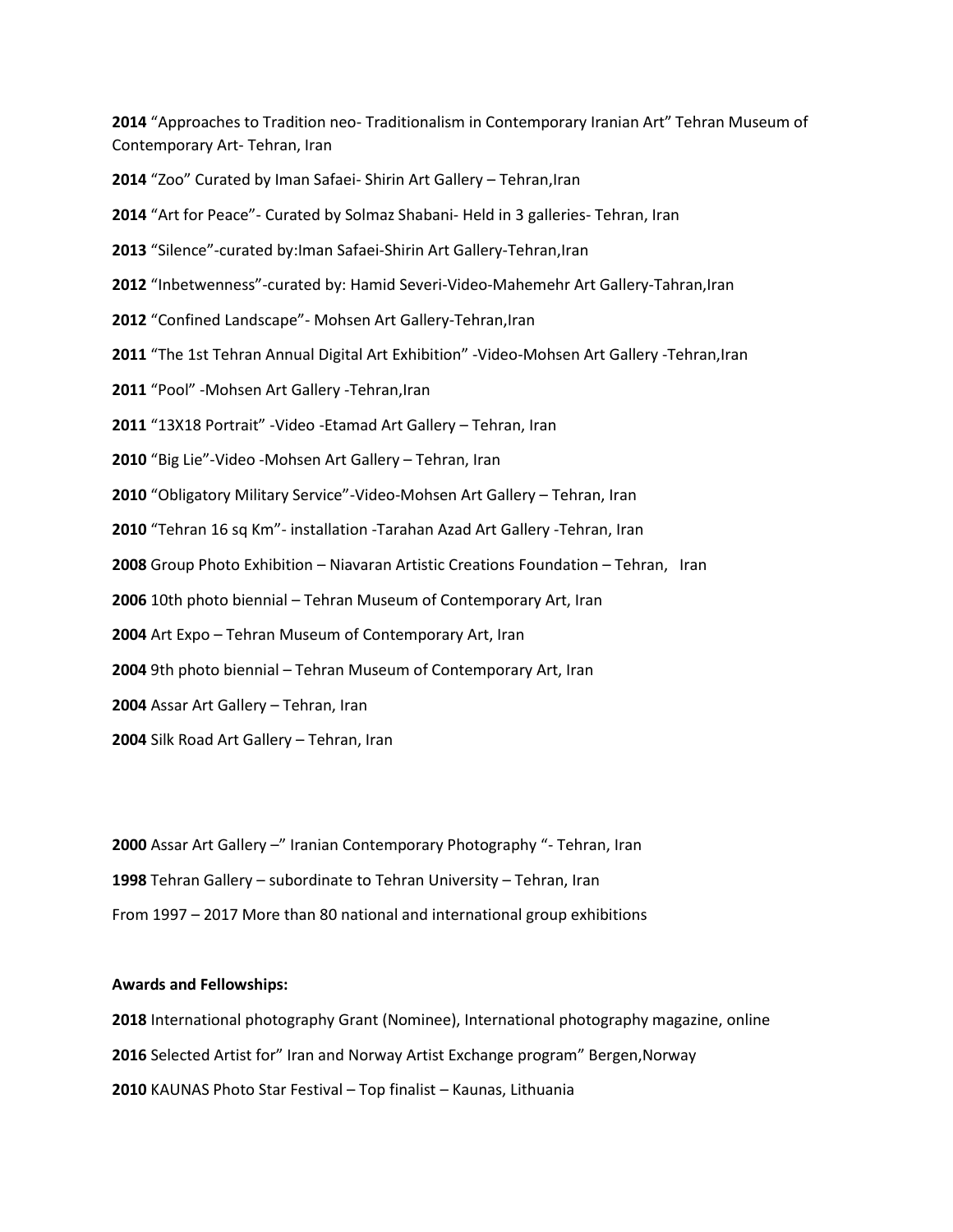**2014** “Approaches to Tradition neo- Traditionalism in Contemporary Iranian Art” Tehran Museum of Contemporary Art- Tehran, Iran

**2014** “Zoo” Curated by Iman Safaei- Shirin Art Gallery – Tehran,Iran

**2014** “Art for Peace”- Curated by Solmaz Shabani- Held in 3 galleries- Tehran, Iran

**2013** “Silence”-curated by:Iman Safaei-Shirin Art Gallery-Tehran,Iran

**2012** “Inbetwenness”-curated by: Hamid Severi-Video-Mahemehr Art Gallery-Tahran,Iran

**2012** “Confined Landscape”- Mohsen Art Gallery-Tehran,Iran

**2011** “The 1st Tehran Annual Digital Art Exhibition” -Video-Mohsen Art Gallery -Tehran,Iran

**2011** “Pool” -Mohsen Art Gallery -Tehran,Iran

**2011** “13X18 Portrait” -Video -Etamad Art Gallery – Tehran, Iran

**2010** “Big Lie”-Video -Mohsen Art Gallery – Tehran, Iran

**2010** “Obligatory Military Service”-Video-Mohsen Art Gallery – Tehran, Iran

**2010** “Tehran 16 sq Km”- installation -Tarahan Azad Art Gallery -Tehran, Iran

**2008** Group Photo Exhibition – Niavaran Artistic Creations Foundation – Tehran, Iran

**2006** 10th photo biennial – Tehran Museum of Contemporary Art, Iran

**2004** Art Expo – Tehran Museum of Contemporary Art, Iran

**2004** 9th photo biennial – Tehran Museum of Contemporary Art, Iran

**2004** Assar Art Gallery – Tehran, Iran

**2004** Silk Road Art Gallery – Tehran, Iran

**2000** Assar Art Gallery –” Iranian Contemporary Photography “- Tehran, Iran

**1998** Tehran Gallery – subordinate to Tehran University – Tehran, Iran

From 1997 – 2017 More than 80 national and international group exhibitions

**Awards and Fellowships:**

**2018** International photography Grant (Nominee), International photography magazine, online

**2016** Selected Artist for” Iran and Norway Artist Exchange program” Bergen,Norway

**2010** KAUNAS Photo Star Festival – Top finalist – Kaunas, Lithuania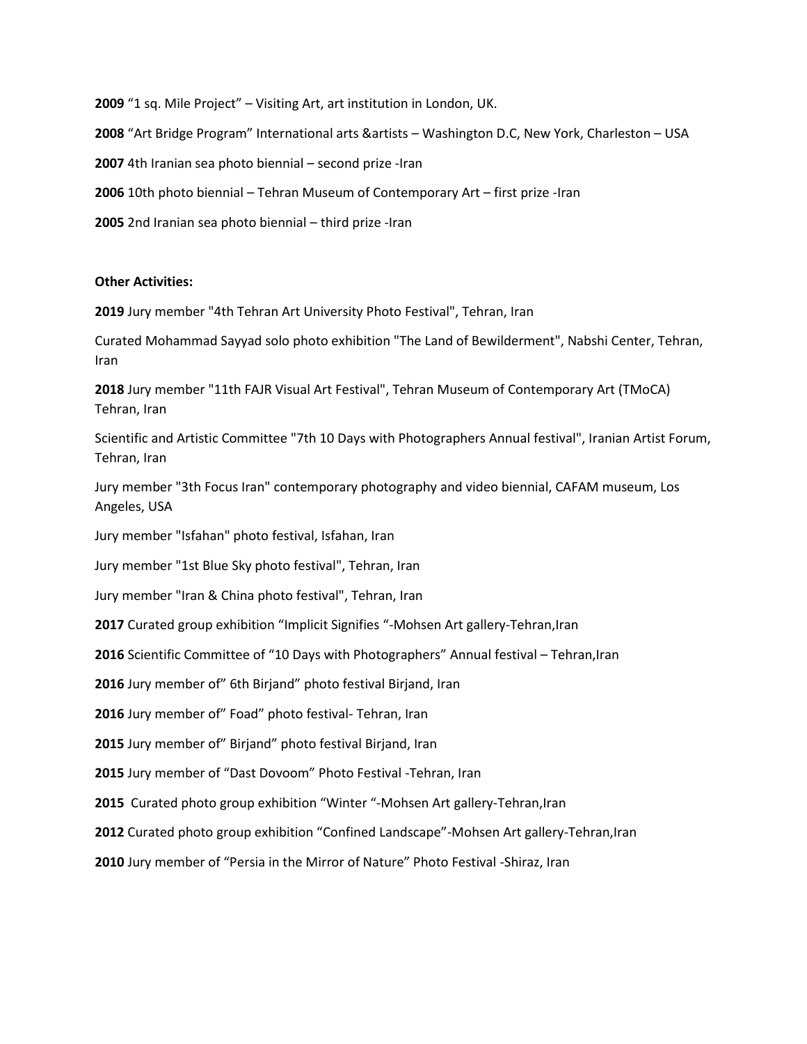**2009** “1 sq. Mile Project” – Visiting Art, art institution in London, UK.

**2008** “Art Bridge Program” International arts &artists – Washington D.C, New York, Charleston – USA

**2007** 4th Iranian sea photo biennial – second prize -Iran

**2006** 10th photo biennial – Tehran Museum of Contemporary Art – first prize -Iran

**2005** 2nd Iranian sea photo biennial – third prize -Iran

**Other Activities:**

**2019** Jury member "4th Tehran Art University Photo Festival", Tehran, Iran

Curated Mohammad Sayyad solo photo exhibition "The Land of Bewilderment", Nabshi Center, Tehran, Iran

**2018** Jury member "11th FAJR Visual Art Festival", Tehran Museum of Contemporary Art (TMoCA) Tehran, Iran

Scientific and Artistic Committee "7th 10 Days with Photographers Annual festival", Iranian Artist Forum, Tehran, Iran

Jury member "3th Focus Iran" contemporary photography and video biennial, CAFAM museum, Los Angeles, USA

Jury member "Isfahan" photo festival, Isfahan, Iran

Jury member "1st Blue Sky photo festival", Tehran, Iran

Jury member "Iran & China photo festival", Tehran, Iran

**2017** Curated group exhibition “Implicit Signifies “-Mohsen Art gallery-Tehran,Iran

**2016** Scientific Committee of “10 Days with Photographers” Annual festival – Tehran,Iran

**2016** Jury member of” 6th Birjand” photo festival Birjand, Iran

**2016** Jury member of” Foad” photo festival- Tehran, Iran

**2015** Jury member of” Birjand” photo festival Birjand, Iran

**2015** Jury member of “Dast Dovoom” Photo Festival -Tehran, Iran

**2015** Curated photo group exhibition “Winter “-Mohsen Art gallery-Tehran,Iran

**2012** Curated photo group exhibition “Confined Landscape”-Mohsen Art gallery-Tehran,Iran

**2010** Jury member of “Persia in the Mirror of Nature” Photo Festival -Shiraz, Iran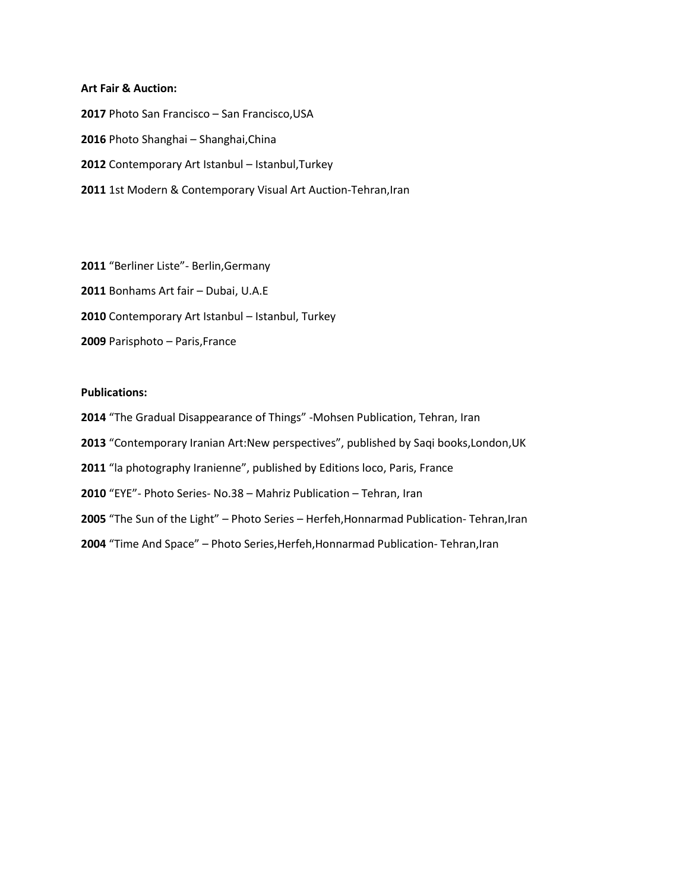**Art Fair & Auction:**

**2017** Photo San Francisco – San Francisco,USA

**2016** Photo Shanghai – Shanghai,China

**2012** Contemporary Art Istanbul – Istanbul,Turkey

**2011** 1st Modern & Contemporary Visual Art Auction-Tehran,Iran

**2011** "Berliner Liste"- Berlin,Germany

**2011** Bonhams Art fair – Dubai, U.A.E

**2010** Contemporary Art Istanbul – Istanbul, Turkey

**2009** Parisphoto – Paris,France

**Publications:**

**2014** "The Gradual Disappearance of Things" -Mohsen Publication, Tehran, Iran

**2013** "Contemporary Iranian Art:New perspectives", published by Saqi books,London,UK

**2011** "la photography Iranienne", published by Editions loco, Paris, France

**2010** "EYE"- Photo Series- No.38 – Mahriz Publication – Tehran, Iran

**2005** "The Sun of the Light" – Photo Series – Herfeh,Honnarmad Publication- Tehran,Iran

**2004** "Time And Space" – Photo Series,Herfeh,Honnarmad Publication- Tehran,Iran